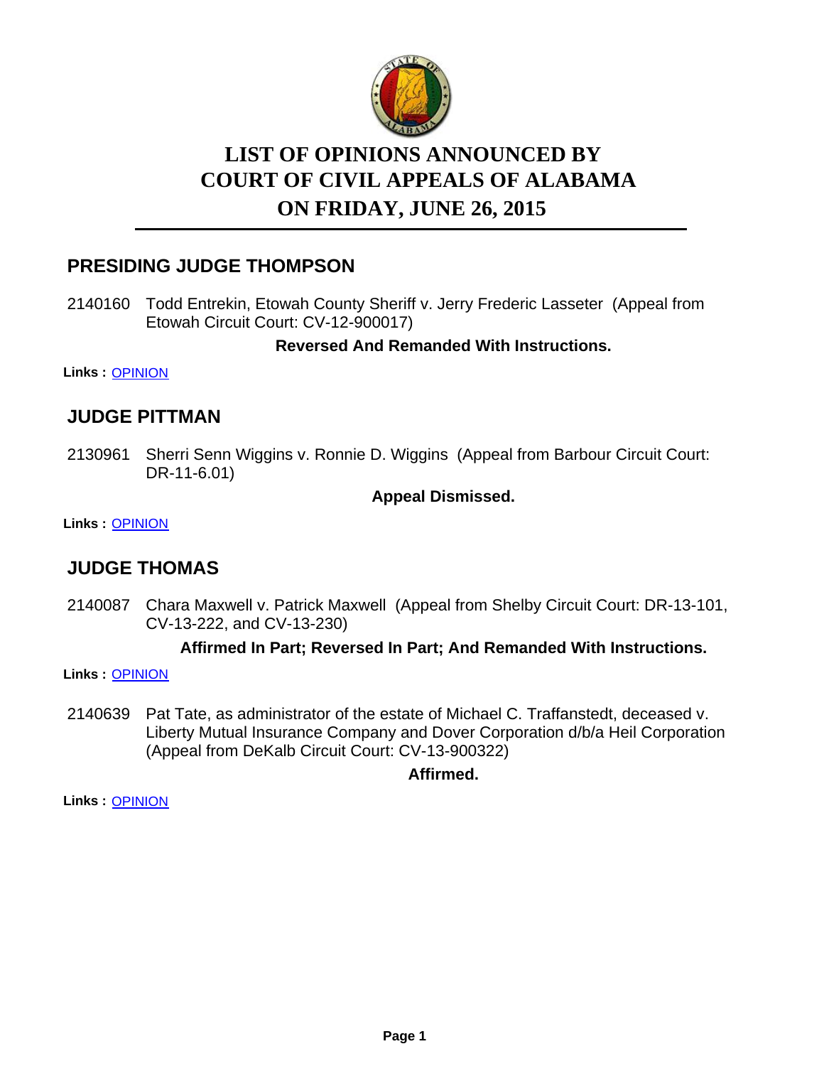# LIST OF OPINIONS ANNOUNCED BY COURT OF CIVIL APPEALS OF ALABAMA ON FRIDAY, JUNE 26, 2015

## PRESIDING JUDGE THOMPSON

2140160 Todd Entrekin, Etowah County Sheriff v. Jerry Frederic Lasseter (Appeal from Etowah Circuit Court: CV-12-900017)

**Reversed And Remanded With Instructions.**

**Links :** OPINION

## JUDGE PITTMAN

2130961 Sherri Senn Wiggins v. Ronnie D. Wiggins (Appeal from Barbour Circuit Court: DR-11-6.01)

**Appeal Dismissed.**

**Links :** OPINION

## JUDGE THOMAS

2140087 Chara Maxwell v. Patrick Maxwell (Appeal from Shelby Circuit Court: DR-13-101, CV-13-222, and CV-13-230)

**Affirmed In Part; Reversed In Part; And Remanded With Instructions.**

**Links :** OPINION

2140639 Pat Tate, as administrator of the estate of Michael C. Traffanstedt, deceased v. Liberty Mutual Insurance Company and Dover Corporation d/b/a Heil Corporation (Appeal from DeKalb Circuit Court: CV-13-900322)

**Affirmed.**

**Links :** OPINION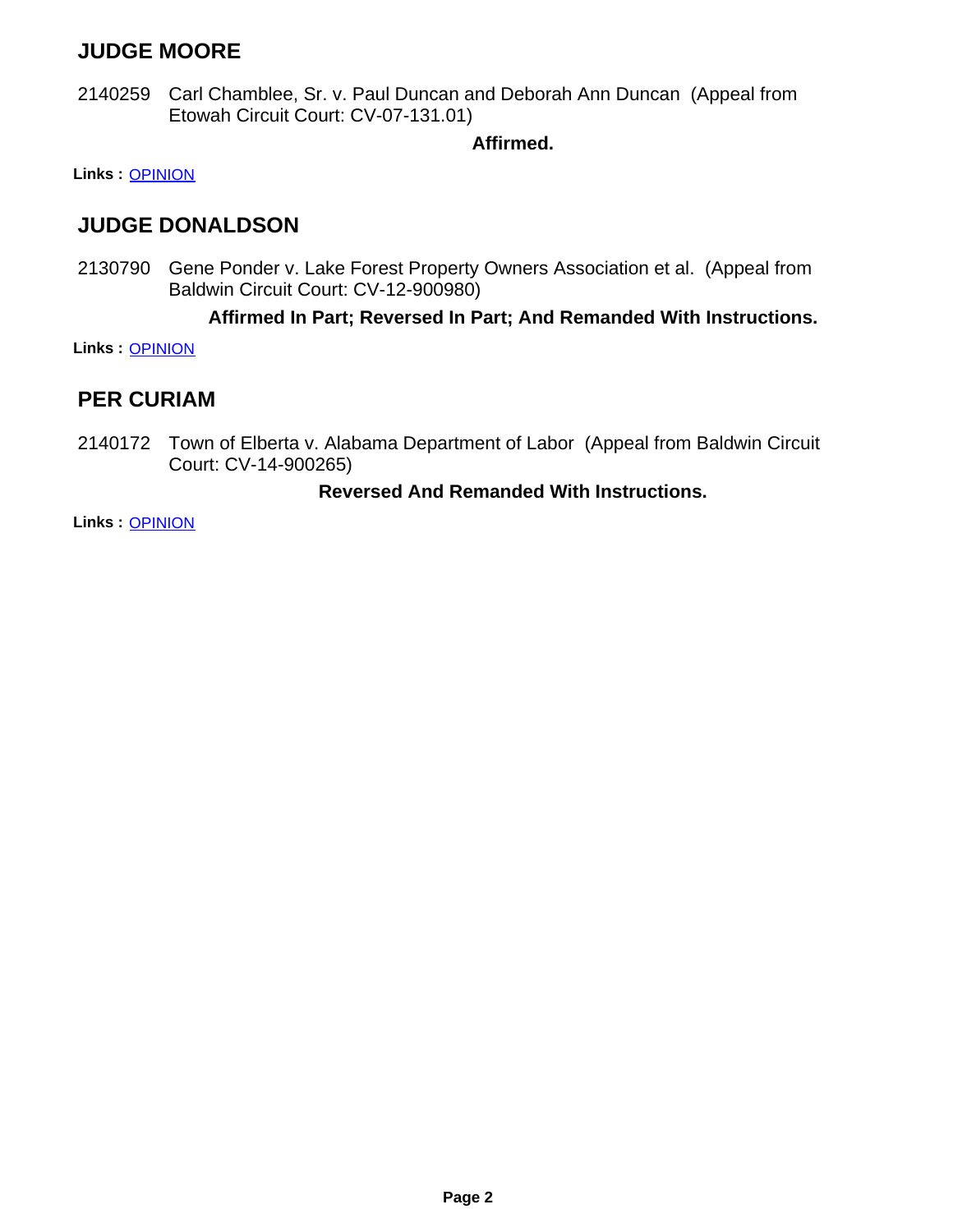## JUDGE MOORE

2140259 Carl Chamblee, Sr. v. Paul Duncan and Deborah Ann Duncan (Appeal from Etowah Circuit Court: CV-07-131.01)

**Affirmed.**

**Links :** OPINION

## JUDGE DONALDSON

2130790 Gene Ponder v. Lake Forest Property Owners Association et al. (Appeal from Baldwin Circuit Court: CV-12-900980)

**Affirmed In Part; Reversed In Part; And Remanded With Instructions.**

**Links :** OPINION

## PER CURIAM

2140172 Town of Elberta v. Alabama Department of Labor (Appeal from Baldwin Circuit Court: CV-14-900265)

**Reversed And Remanded With Instructions.**

**Links :** OPINION